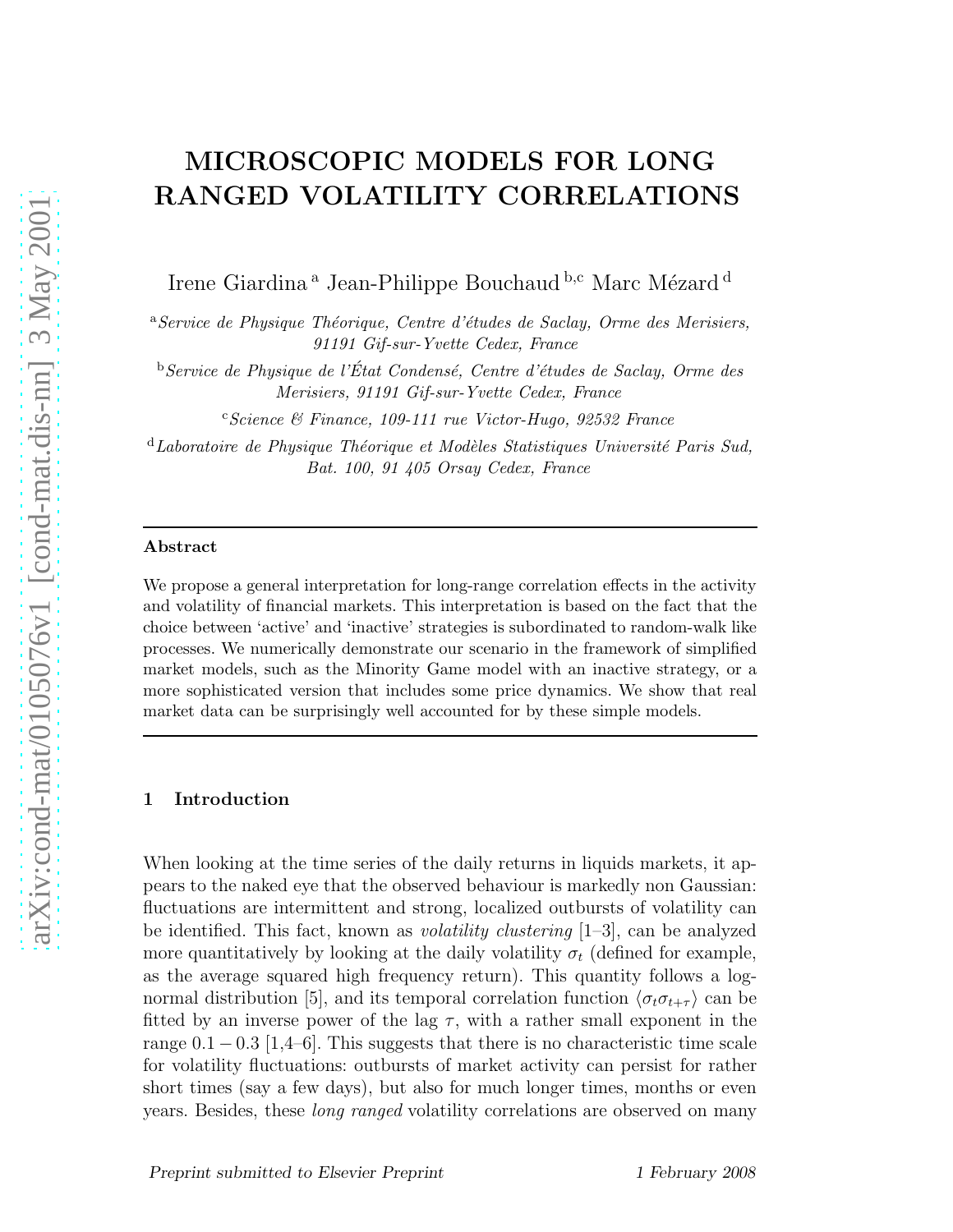# MICROSCOPIC MODELS FOR LONG RANGED VOLATILITY CORRELATIONS

Irene Giardina [a] Jean-Philippe Bouchaud [b,c] Marc Mézard [d]

[a] *Service de Physique Théorique, Centre d'études de Saclay, Orme des Merisiers, 91191 Gif-sur-Yvette Cedex, France*

[b] *Service de Physique de l'État Condensé, Centre d'études de Saclay, Orme des Merisiers, 91191 Gif-sur-Yvette Cedex, France*

[c] *Science & Finance, 109-111 rue Victor-Hugo, 92532 France*

[d] *Laboratoire de Physique Théorique et Modèles Statistiques Université Paris Sud, Bat. 100, 91 405 Orsay Cedex, France*

---

**Abstract**

We propose a general interpretation for long-range correlation effects in the activity and volatility of financial markets. This interpretation is based on the fact that the choice between 'active' and 'inactive' strategies is subordinated to random-walk like processes. We numerically demonstrate our scenario in the framework of simplified market models, such as the Minority Game model with an inactive strategy, or a more sophisticated version that includes some price dynamics. We show that real market data can be surprisingly well accounted for by these simple models.

---

## 1 Introduction

When looking at the time series of the daily returns in liquids markets, it appears to the naked eye that the observed behaviour is markedly non Gaussian: fluctuations are intermittent and strong, localized outbursts of volatility can be identified. This fact, known as *volatility clustering* [1–3], can be analyzed more quantitatively by looking at the daily volatility $\sigma_t$ (defined for example, as the average squared high frequency return). This quantity follows a log-normal distribution [5], and its temporal correlation function $\langle \sigma_t \sigma_{t+\tau} \rangle$ can be fitted by an inverse power of the lag $\tau$, with a rather small exponent in the range $0.1 - 0.3$ [1,4–6]. This suggests that there is no characteristic time scale for volatility fluctuations: outbursts of market activity can persist for rather short times (say a few days), but also for much longer times, months or even years. Besides, these *long ranged* volatility correlations are observed on many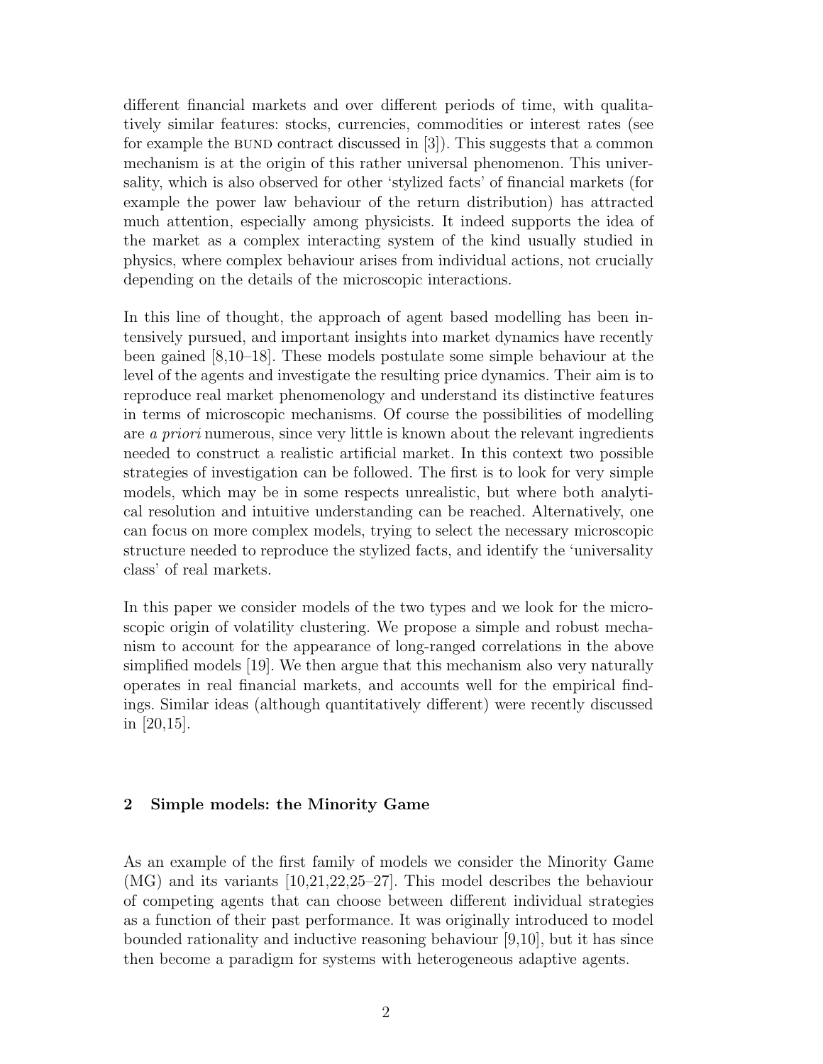different financial markets and over different periods of time, with qualitatively similar features: stocks, currencies, commodities or interest rates (see for example the BUND contract discussed in [3]). This suggests that a common mechanism is at the origin of this rather universal phenomenon. This universality, which is also observed for other 'stylized facts' of financial markets (for example the power law behaviour of the return distribution) has attracted much attention, especially among physicists. It indeed supports the idea of the market as a complex interacting system of the kind usually studied in physics, where complex behaviour arises from individual actions, not crucially depending on the details of the microscopic interactions.

In this line of thought, the approach of agent based modelling has been intensively pursued, and important insights into market dynamics have recently been gained [8,10–18]. These models postulate some simple behaviour at the level of the agents and investigate the resulting price dynamics. Their aim is to reproduce real market phenomenology and understand its distinctive features in terms of microscopic mechanisms. Of course the possibilities of modelling are *a priori* numerous, since very little is known about the relevant ingredients needed to construct a realistic artificial market. In this context two possible strategies of investigation can be followed. The first is to look for very simple models, which may be in some respects unrealistic, but where both analytical resolution and intuitive understanding can be reached. Alternatively, one can focus on more complex models, trying to select the necessary microscopic structure needed to reproduce the stylized facts, and identify the 'universality class' of real markets.

In this paper we consider models of the two types and we look for the microscopic origin of volatility clustering. We propose a simple and robust mechanism to account for the appearance of long-ranged correlations in the above simplified models [19]. We then argue that this mechanism also very naturally operates in real financial markets, and accounts well for the empirical findings. Similar ideas (although quantitatively different) were recently discussed in [20,15].

## 2 Simple models: the Minority Game

As an example of the first family of models we consider the Minority Game (MG) and its variants [10,21,22,25–27]. This model describes the behaviour of competing agents that can choose between different individual strategies as a function of their past performance. It was originally introduced to model bounded rationality and inductive reasoning behaviour [9,10], but it has since then become a paradigm for systems with heterogeneous adaptive agents.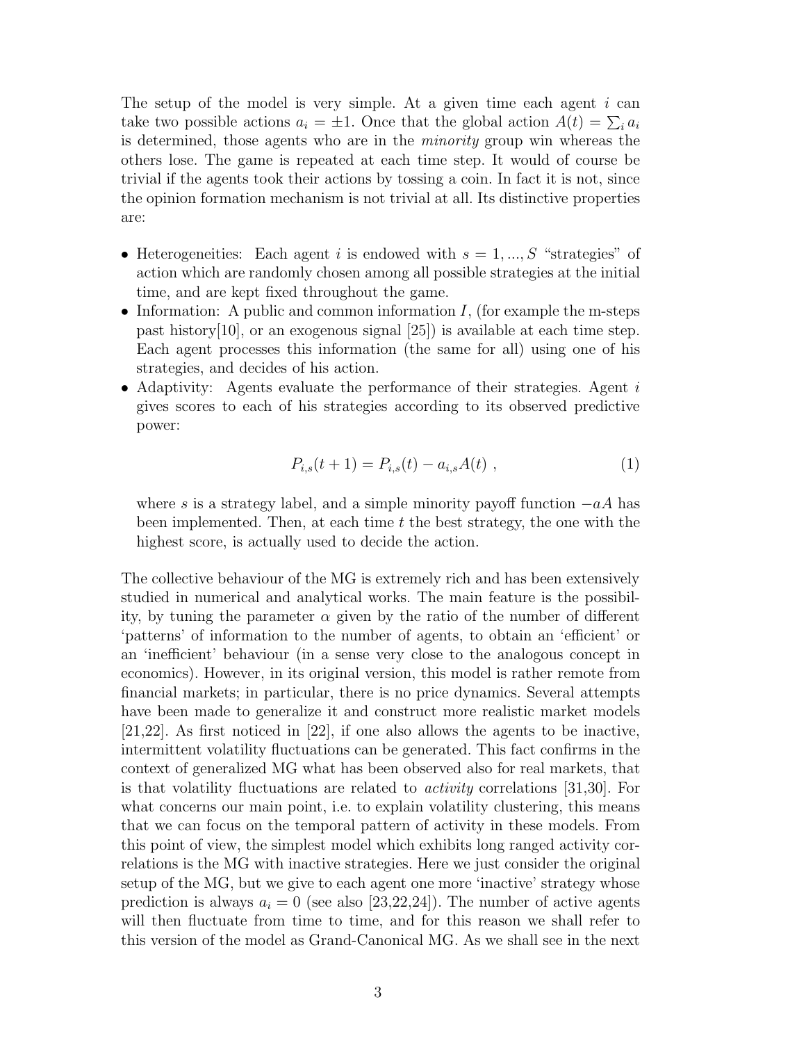The setup of the model is very simple. At a given time each agent $i$ can take two possible actions $a_i = \pm 1$. Once that the global action $A(t) = \sum_i a_i$ is determined, those agents who are in the *minority* group win whereas the others lose. The game is repeated at each time step. It would of course be trivial if the agents took their actions by tossing a coin. In fact it is not, since the opinion formation mechanism is not trivial at all. Its distinctive properties are:

- Heterogeneities: Each agent $i$ is endowed with $s = 1, ..., S$ "strategies" of action which are randomly chosen among all possible strategies at the initial time, and are kept fixed throughout the game.
- Information: A public and common information $I$, (for example the m-steps past history[10], or an exogenous signal [25]) is available at each time step. Each agent processes this information (the same for all) using one of his strategies, and decides of his action.
- Adaptivity: Agents evaluate the performance of their strategies. Agent $i$ gives scores to each of his strategies according to its observed predictive power:

$$P_{i,s}(t+1) = P_{i,s}(t) - a_{i,s}A(t) \ , \tag{1}$$

  where $s$ is a strategy label, and a simple minority payoff function $-aA$ has been implemented. Then, at each time $t$ the best strategy, the one with the highest score, is actually used to decide the action.

The collective behaviour of the MG is extremely rich and has been extensively studied in numerical and analytical works. The main feature is the possibility, by tuning the parameter $\alpha$ given by the ratio of the number of different 'patterns' of information to the number of agents, to obtain an 'efficient' or an 'inefficient' behaviour (in a sense very close to the analogous concept in economics). However, in its original version, this model is rather remote from financial markets; in particular, there is no price dynamics. Several attempts have been made to generalize it and construct more realistic market models [21,22]. As first noticed in [22], if one also allows the agents to be inactive, intermittent volatility fluctuations can be generated. This fact confirms in the context of generalized MG what has been observed also for real markets, that is that volatility fluctuations are related to *activity* correlations [31,30]. For what concerns our main point, i.e. to explain volatility clustering, this means that we can focus on the temporal pattern of activity in these models. From this point of view, the simplest model which exhibits long ranged activity correlations is the MG with inactive strategies. Here we just consider the original setup of the MG, but we give to each agent one more 'inactive' strategy whose prediction is always $a_i = 0$ (see also [23,22,24]). The number of active agents will then fluctuate from time to time, and for this reason we shall refer to this version of the model as Grand-Canonical MG. As we shall see in the next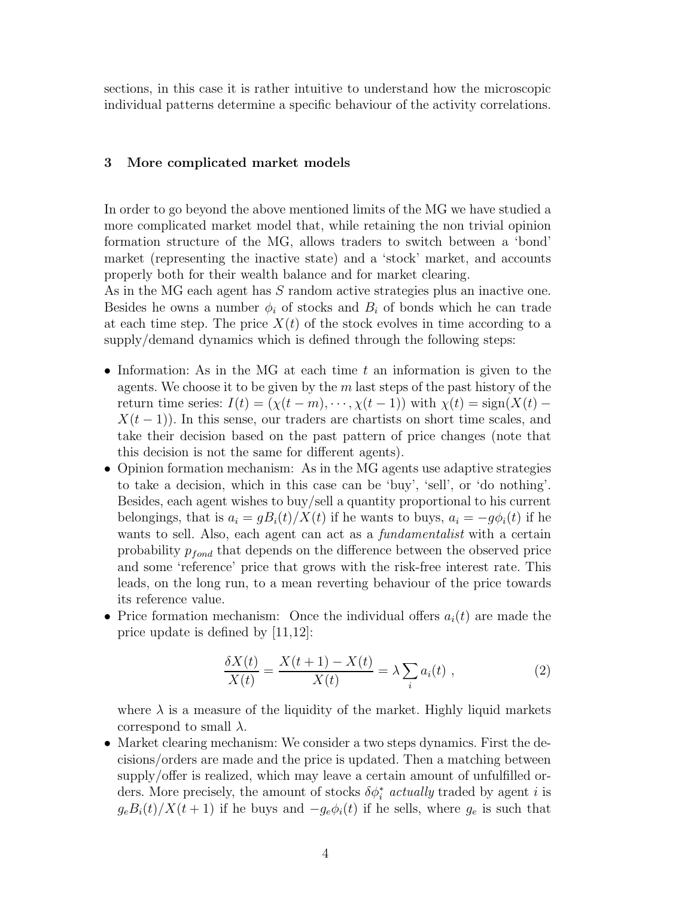sections, in this case it is rather intuitive to understand how the microscopic individual patterns determine a specific behaviour of the activity correlations.

## 3 More complicated market models

In order to go beyond the above mentioned limits of the MG we have studied a more complicated market model that, while retaining the non trivial opinion formation structure of the MG, allows traders to switch between a 'bond' market (representing the inactive state) and a 'stock' market, and accounts properly both for their wealth balance and for market clearing.

As in the MG each agent has $S$ random active strategies plus an inactive one. Besides he owns a number $\phi_i$ of stocks and $B_i$ of bonds which he can trade at each time step. The price $X(t)$ of the stock evolves in time according to a supply/demand dynamics which is defined through the following steps:

- Information: As in the MG at each time $t$ an information is given to the agents. We choose it to be given by the $m$ last steps of the past history of the return time series: $I(t) = (\chi(t-m), \cdots, \chi(t-1))$ with $\chi(t) = \text{sign}(X(t) - X(t-1))$. In this sense, our traders are chartists on short time scales, and take their decision based on the past pattern of price changes (note that this decision is not the same for different agents).
- Opinion formation mechanism: As in the MG agents use adaptive strategies to take a decision, which in this case can be 'buy', 'sell', or 'do nothing'. Besides, each agent wishes to buy/sell a quantity proportional to his current belongings, that is $a_i = gB_i(t)/X(t)$ if he wants to buys, $a_i = -g\phi_i(t)$ if he wants to sell. Also, each agent can act as a *fundamentalist* with a certain probability $p_{fond}$ that depends on the difference between the observed price and some 'reference' price that grows with the risk-free interest rate. This leads, on the long run, to a mean reverting behaviour of the price towards its reference value.
- Price formation mechanism: Once the individual offers $a_i(t)$ are made the price update is defined by [11,12]:

$$\frac{\delta X(t)}{X(t)} = \frac{X(t+1) - X(t)}{X(t)} = \lambda \sum_i a_i(t) \ , \tag{2}$$

  where $\lambda$ is a measure of the liquidity of the market. Highly liquid markets correspond to small $\lambda$.
- Market clearing mechanism: We consider a two steps dynamics. First the decisions/orders are made and the price is updated. Then a matching between supply/offer is realized, which may leave a certain amount of unfulfilled orders. More precisely, the amount of stocks $\delta\phi_i^*$ *actually* traded by agent $i$ is $g_e B_i(t)/X(t+1)$ if he buys and $-g_e\phi_i(t)$ if he sells, where $g_e$ is such that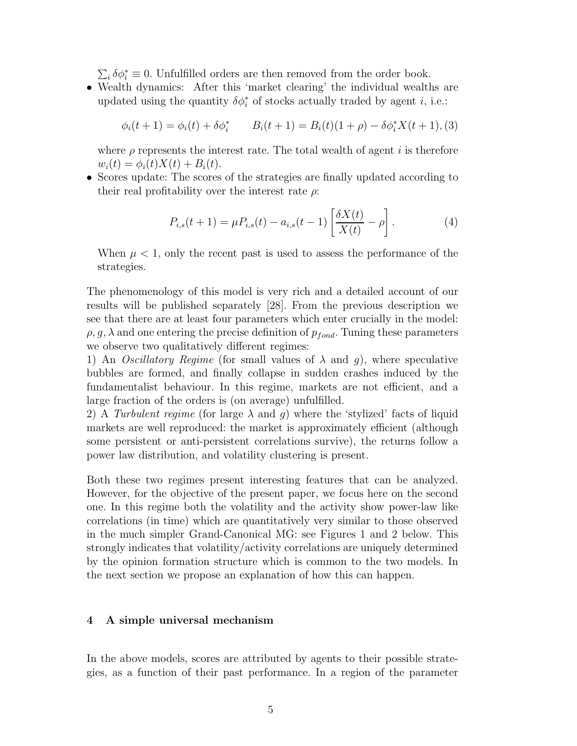$\sum_i \delta\phi_i^* \equiv 0$. Unfulfilled orders are then removed from the order book.

- Wealth dynamics: After this 'market clearing' the individual wealths are updated using the quantity $\delta\phi_i^*$ of stocks actually traded by agent $i$, i.e.:

$$\phi_i(t+1) = \phi_i(t) + \delta\phi_i^* \qquad B_i(t+1) = B_i(t)(1+\rho) - \delta\phi_i^* X(t+1), \quad (3)$$

  where $\rho$ represents the interest rate. The total wealth of agent $i$ is therefore $w_i(t) = \phi_i(t)X(t) + B_i(t)$.

- Scores update: The scores of the strategies are finally updated according to their real profitability over the interest rate $\rho$:

$$P_{i,s}(t+1) = \mu P_{i,s}(t) - a_{i,s}(t-1)\left[\frac{\delta X(t)}{X(t)} - \rho\right]. \quad (4)$$

  When $\mu < 1$, only the recent past is used to assess the performance of the strategies.

The phenomenology of this model is very rich and a detailed account of our results will be published separately [28]. From the previous description we see that there are at least four parameters which enter crucially in the model: $\rho, g, \lambda$ and one entering the precise definition of $p_{fond}$. Tuning these parameters we observe two qualitatively different regimes:

1) An *Oscillatory Regime* (for small values of $\lambda$ and $g$), where speculative bubbles are formed, and finally collapse in sudden crashes induced by the fundamentalist behaviour. In this regime, markets are not efficient, and a large fraction of the orders is (on average) unfulfilled.

2) A *Turbulent regime* (for large $\lambda$ and $g$) where the 'stylized' facts of liquid markets are well reproduced: the market is approximately efficient (although some persistent or anti-persistent correlations survive), the returns follow a power law distribution, and volatility clustering is present.

Both these two regimes present interesting features that can be analyzed. However, for the objective of the present paper, we focus here on the second one. In this regime both the volatility and the activity show power-law like correlations (in time) which are quantitatively very similar to those observed in the much simpler Grand-Canonical MG: see Figures 1 and 2 below. This strongly indicates that volatility/activity correlations are uniquely determined by the opinion formation structure which is common to the two models. In the next section we propose an explanation of how this can happen.

## 4 A simple universal mechanism

In the above models, scores are attributed by agents to their possible strategies, as a function of their past performance. In a region of the parameter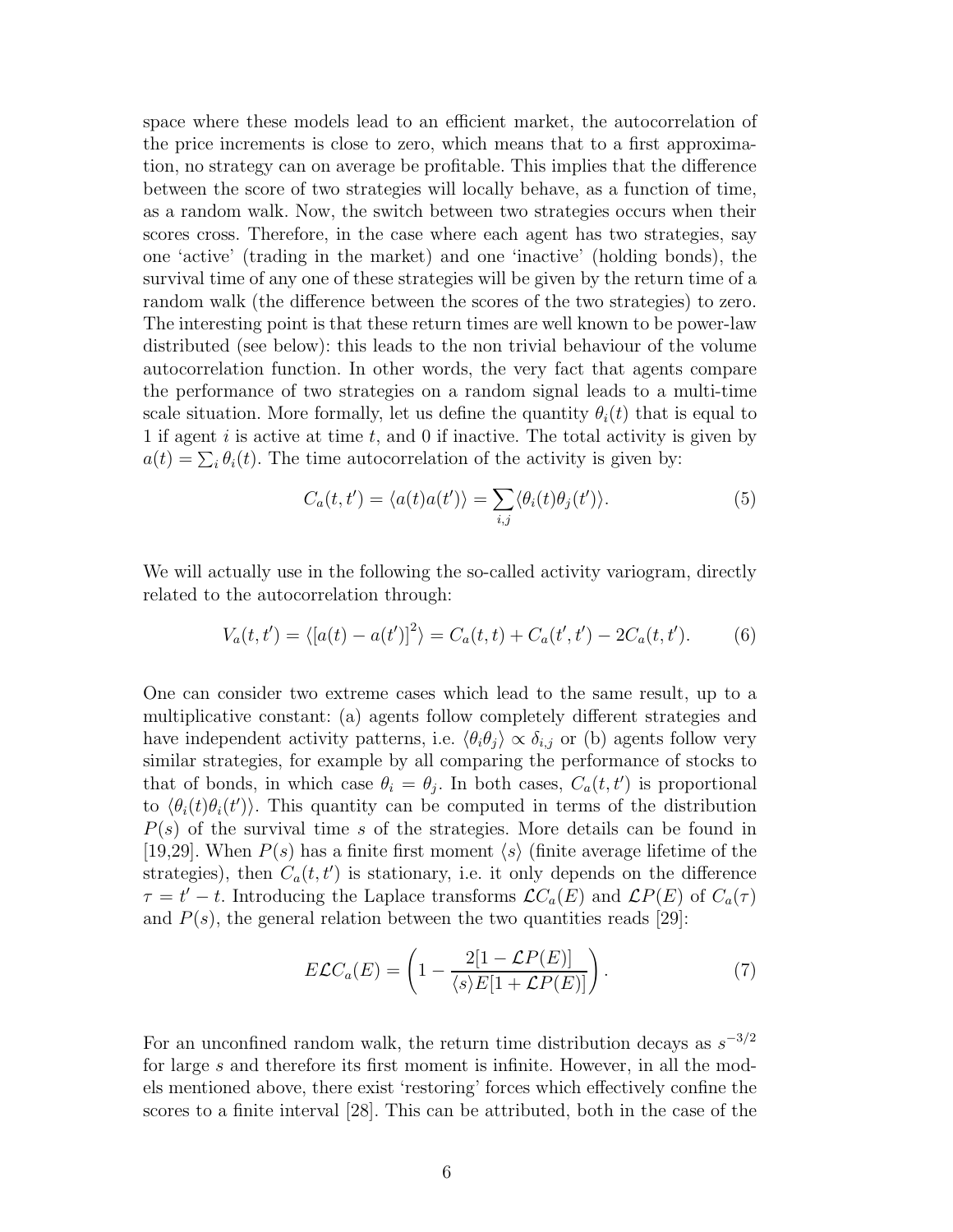space where these models lead to an efficient market, the autocorrelation of the price increments is close to zero, which means that to a first approximation, no strategy can on average be profitable. This implies that the difference between the score of two strategies will locally behave, as a function of time, as a random walk. Now, the switch between two strategies occurs when their scores cross. Therefore, in the case where each agent has two strategies, say one 'active' (trading in the market) and one 'inactive' (holding bonds), the survival time of any one of these strategies will be given by the return time of a random walk (the difference between the scores of the two strategies) to zero. The interesting point is that these return times are well known to be power-law distributed (see below): this leads to the non trivial behaviour of the volume autocorrelation function. In other words, the very fact that agents compare the performance of two strategies on a random signal leads to a multi-time scale situation. More formally, let us define the quantity $\theta_i(t)$ that is equal to 1 if agent $i$ is active at time $t$, and 0 if inactive. The total activity is given by $a(t) = \sum_i \theta_i(t)$. The time autocorrelation of the activity is given by:

$$C_a(t, t') = \langle a(t)a(t')\rangle = \sum_{i,j} \langle \theta_i(t)\theta_j(t')\rangle. \tag{5}$$

We will actually use in the following the so-called activity variogram, directly related to the autocorrelation through:

$$V_a(t, t') = \langle [a(t) - a(t')]^2 \rangle = C_a(t, t) + C_a(t', t') - 2C_a(t, t'). \tag{6}$$

One can consider two extreme cases which lead to the same result, up to a multiplicative constant: (a) agents follow completely different strategies and have independent activity patterns, i.e. $\langle \theta_i \theta_j \rangle \propto \delta_{i,j}$ or (b) agents follow very similar strategies, for example by all comparing the performance of stocks to that of bonds, in which case $\theta_i = \theta_j$. In both cases, $C_a(t, t')$ is proportional to $\langle \theta_i(t)\theta_i(t')\rangle$. This quantity can be computed in terms of the distribution $P(s)$ of the survival time $s$ of the strategies. More details can be found in [19,29]. When $P(s)$ has a finite first moment $\langle s \rangle$ (finite average lifetime of the strategies), then $C_a(t, t')$ is stationary, i.e. it only depends on the difference $\tau = t' - t$. Introducing the Laplace transforms $\mathcal{L}C_a(E)$ and $\mathcal{L}P(E)$ of $C_a(\tau)$ and $P(s)$, the general relation between the two quantities reads [29]:

$$E\mathcal{L}C_a(E) = \left(1 - \frac{2[1 - \mathcal{L}P(E)]}{\langle s \rangle E[1 + \mathcal{L}P(E)]}\right). \tag{7}$$

For an unconfined random walk, the return time distribution decays as $s^{-3/2}$ for large $s$ and therefore its first moment is infinite. However, in all the models mentioned above, there exist 'restoring' forces which effectively confine the scores to a finite interval [28]. This can be attributed, both in the case of the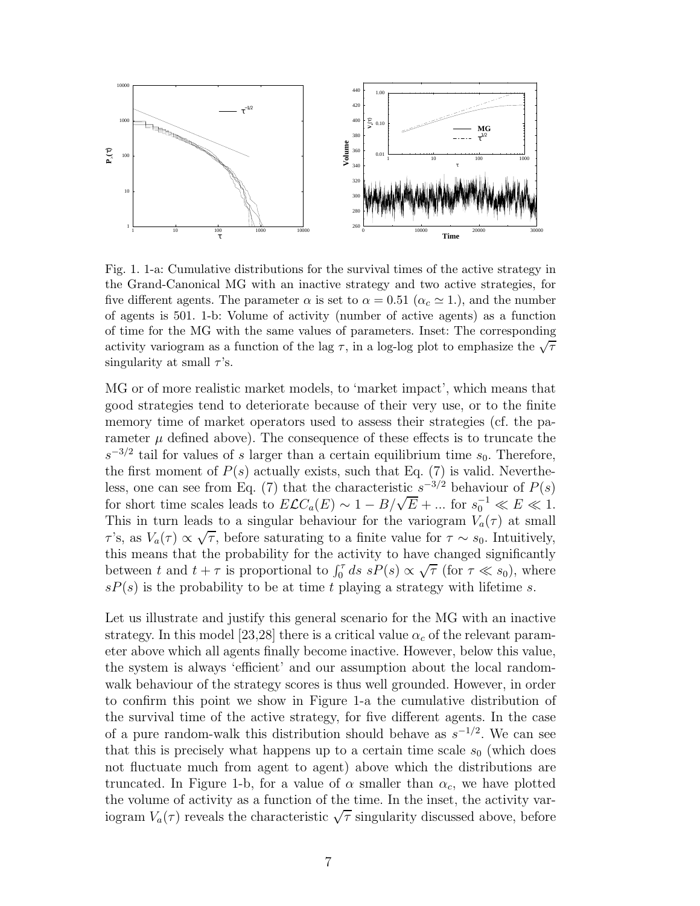Fig. 1. 1-a: Cumulative distributions for the survival times of the active strategy in the Grand-Canonical MG with an inactive strategy and two active strategies, for five different agents. The parameter $\alpha$ is set to $\alpha = 0.51$ ($\alpha_c \simeq 1.$), and the number of agents is 501. 1-b: Volume of activity (number of active agents) as a function of time for the MG with the same values of parameters. Inset: The corresponding activity variogram as a function of the lag $\tau$, in a log-log plot to emphasize the $\sqrt{\tau}$ singularity at small $\tau$'s.

MG or of more realistic market models, to 'market impact', which means that good strategies tend to deteriorate because of their very use, or to the finite memory time of market operators used to assess their strategies (cf. the parameter $\mu$ defined above). The consequence of these effects is to truncate the $s^{-3/2}$ tail for values of $s$ larger than a certain equilibrium time $s_0$. Therefore, the first moment of $P(s)$ actually exists, such that Eq. (7) is valid. Nevertheless, one can see from Eq. (7) that the characteristic $s^{-3/2}$ behaviour of $P(s)$ for short time scales leads to $E\mathcal{L}C_a(E) \sim 1 - B/\sqrt{E} + ...$ for $s_0^{-1} \ll E \ll 1$. This in turn leads to a singular behaviour for the variogram $V_a(\tau)$ at small $\tau$'s, as $V_a(\tau) \propto \sqrt{\tau}$, before saturating to a finite value for $\tau \sim s_0$. Intuitively, this means that the probability for the activity to have changed significantly between $t$ and $t + \tau$ is proportional to $\int_0^\tau ds\ sP(s) \propto \sqrt{\tau}$ (for $\tau \ll s_0$), where $sP(s)$ is the probability to be at time $t$ playing a strategy with lifetime $s$.

Let us illustrate and justify this general scenario for the MG with an inactive strategy. In this model [23,28] there is a critical value $\alpha_c$ of the relevant parameter above which all agents finally become inactive. However, below this value, the system is always 'efficient' and our assumption about the local random-walk behaviour of the strategy scores is thus well grounded. However, in order to confirm this point we show in Figure 1-a the cumulative distribution of the survival time of the active strategy, for five different agents. In the case of a pure random-walk this distribution should behave as $s^{-1/2}$. We can see that this is precisely what happens up to a certain time scale $s_0$ (which does not fluctuate much from agent to agent) above which the distributions are truncated. In Figure 1-b, for a value of $\alpha$ smaller than $\alpha_c$, we have plotted the volume of activity as a function of the time. In the inset, the activity variogram $V_a(\tau)$ reveals the characteristic $\sqrt{\tau}$ singularity discussed above, before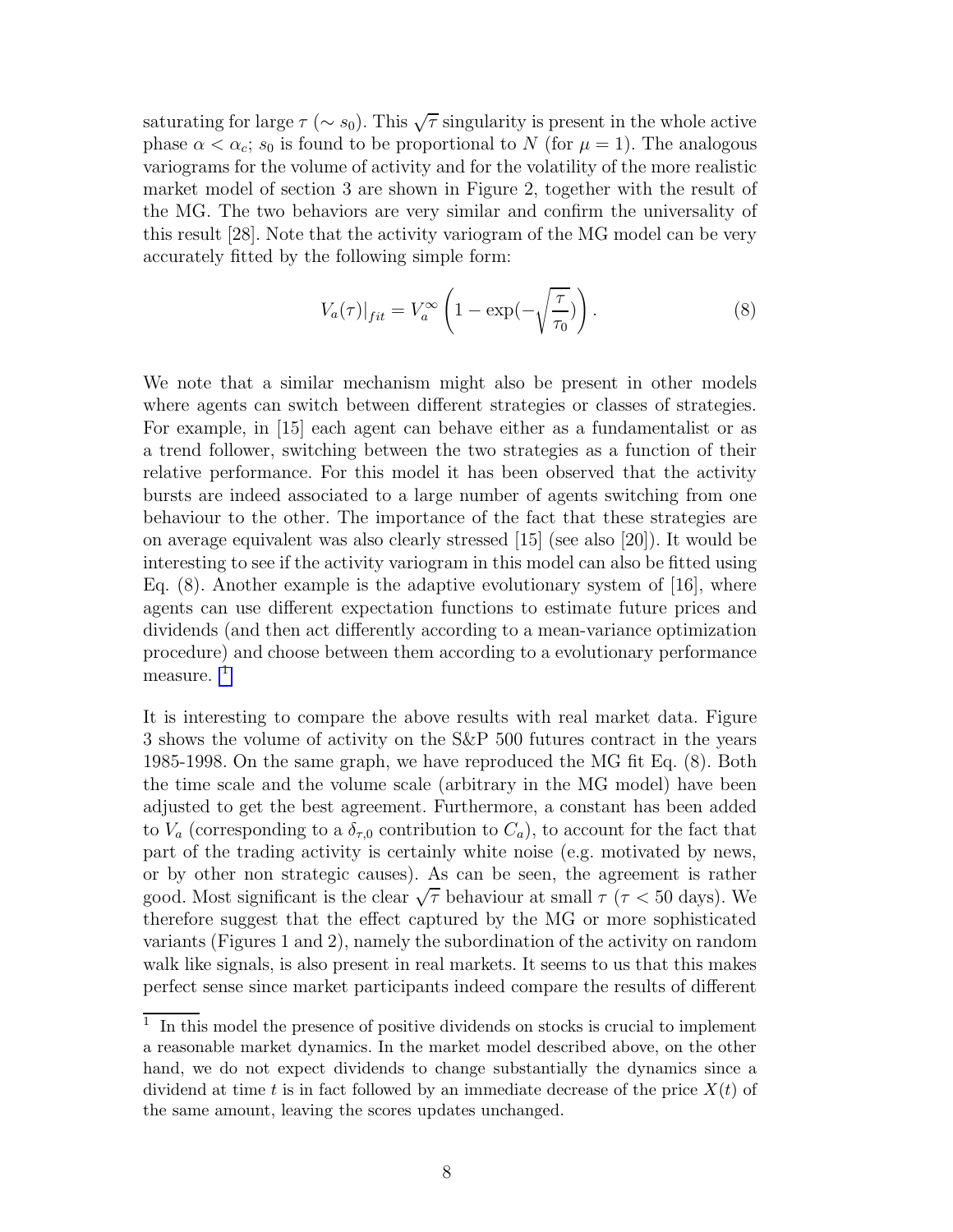saturating for large $\tau$ ($\sim s_0$). This $\sqrt{\tau}$ singularity is present in the whole active phase $\alpha < \alpha_c$; $s_0$ is found to be proportional to $N$ (for $\mu = 1$). The analogous variograms for the volume of activity and for the volatility of the more realistic market model of section 3 are shown in Figure 2, together with the result of the MG. The two behaviors are very similar and confirm the universality of this result [28]. Note that the activity variogram of the MG model can be very accurately fitted by the following simple form:

$$V_a(\tau)|_{fit} = V_a^\infty \left(1 - \exp(-\sqrt{\frac{\tau}{\tau_0}})\right). \tag{8}$$

We note that a similar mechanism might also be present in other models where agents can switch between different strategies or classes of strategies. For example, in [15] each agent can behave either as a fundamentalist or as a trend follower, switching between the two strategies as a function of their relative performance. For this model it has been observed that the activity bursts are indeed associated to a large number of agents switching from one behaviour to the other. The importance of the fact that these strategies are on average equivalent was also clearly stressed [15] (see also [20]). It would be interesting to see if the activity variogram in this model can also be fitted using Eq. (8). Another example is the adaptive evolutionary system of [16], where agents can use different expectation functions to estimate future prices and dividends (and then act differently according to a mean-variance optimization procedure) and choose between them according to a evolutionary performance measure. [1]

It is interesting to compare the above results with real market data. Figure 3 shows the volume of activity on the S&P 500 futures contract in the years 1985-1998. On the same graph, we have reproduced the MG fit Eq. (8). Both the time scale and the volume scale (arbitrary in the MG model) have been adjusted to get the best agreement. Furthermore, a constant has been added to $V_a$ (corresponding to a $\delta_{\tau,0}$ contribution to $C_a$), to account for the fact that part of the trading activity is certainly white noise (e.g. motivated by news, or by other non strategic causes). As can be seen, the agreement is rather good. Most significant is the clear $\sqrt{\tau}$ behaviour at small $\tau$ ($\tau < 50$ days). We therefore suggest that the effect captured by the MG or more sophisticated variants (Figures 1 and 2), namely the subordination of the activity on random walk like signals, is also present in real markets. It seems to us that this makes perfect sense since market participants indeed compare the results of different

[1] In this model the presence of positive dividends on stocks is crucial to implement a reasonable market dynamics. In the market model described above, on the other hand, we do not expect dividends to change substantially the dynamics since a dividend at time $t$ is in fact followed by an immediate decrease of the price $X(t)$ of the same amount, leaving the scores updates unchanged.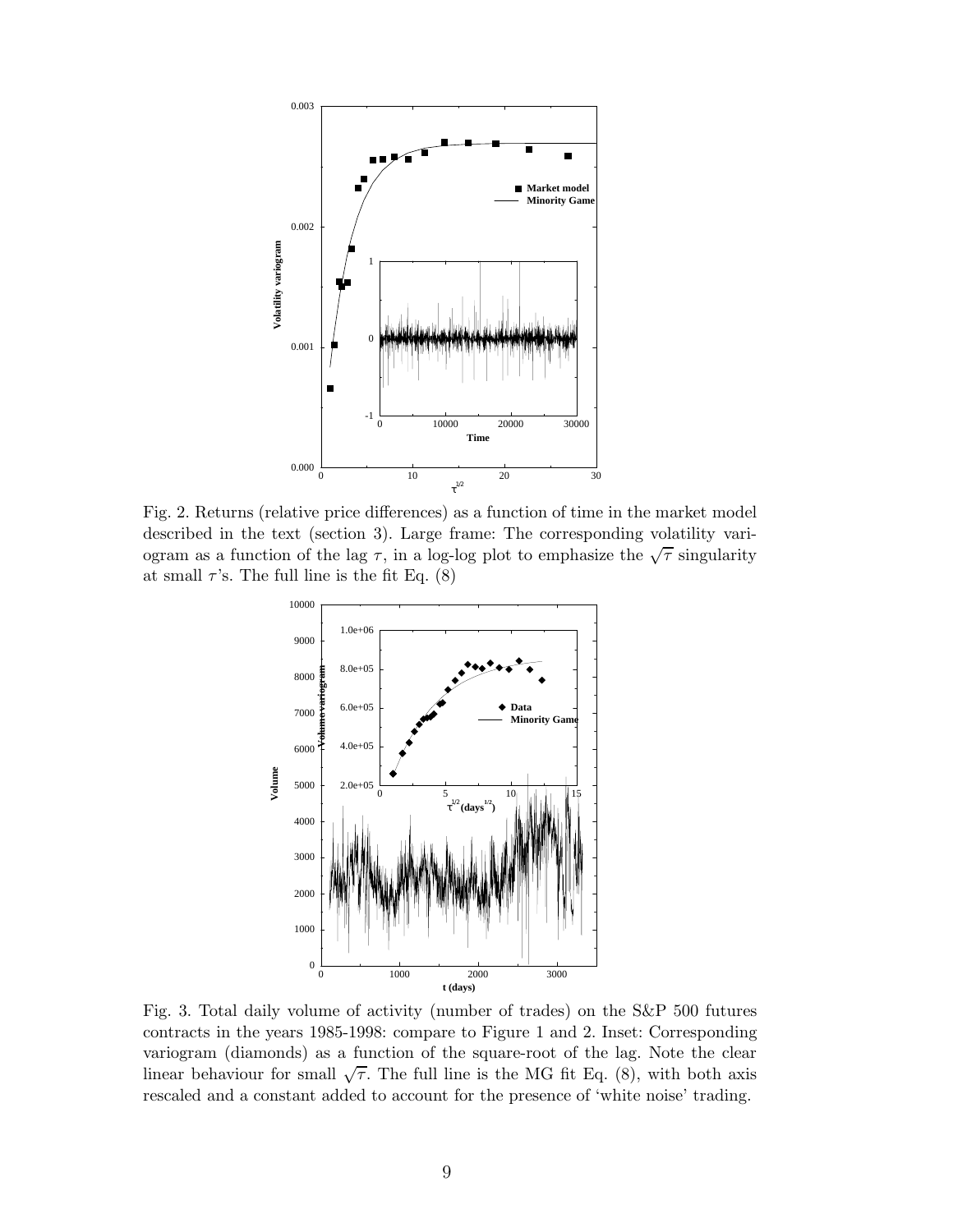Fig. 2. Returns (relative price differences) as a function of time in the market model described in the text (section 3). Large frame: The corresponding volatility variogram as a function of the lag $\tau$, in a log-log plot to emphasize the $\sqrt{\tau}$ singularity at small $\tau$'s. The full line is the fit Eq. (8)

Fig. 3. Total daily volume of activity (number of trades) on the S&P 500 futures contracts in the years 1985-1998: compare to Figure 1 and 2. Inset: Corresponding variogram (diamonds) as a function of the square-root of the lag. Note the clear linear behaviour for small $\sqrt{\tau}$. The full line is the MG fit Eq. (8), with both axis rescaled and a constant added to account for the presence of 'white noise' trading.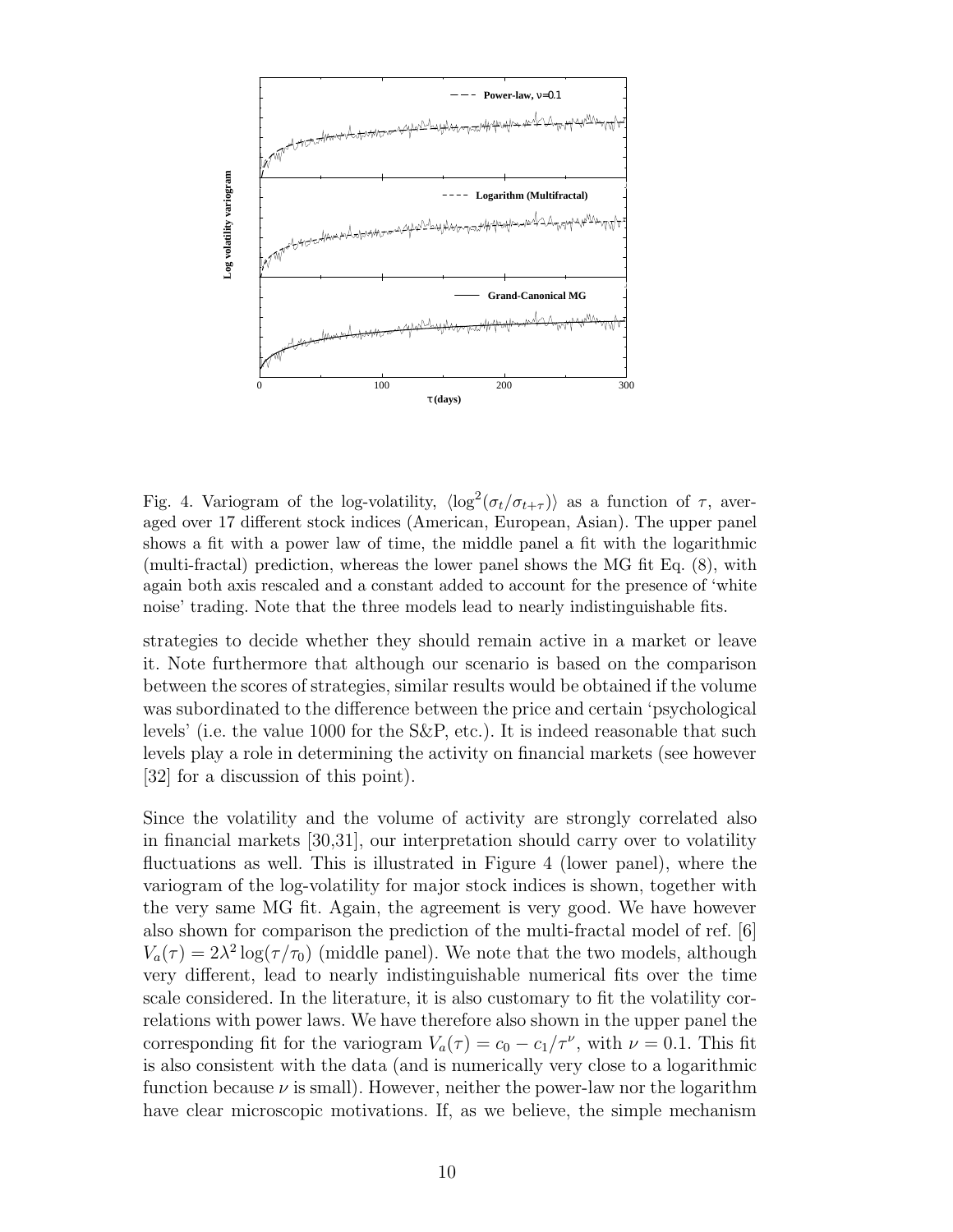Fig. 4. Variogram of the log-volatility, $\langle \log^2(\sigma_t/\sigma_{t+\tau}) \rangle$ as a function of $\tau$, averaged over 17 different stock indices (American, European, Asian). The upper panel shows a fit with a power law of time, the middle panel a fit with the logarithmic (multi-fractal) prediction, whereas the lower panel shows the MG fit Eq. (8), with again both axis rescaled and a constant added to account for the presence of 'white noise' trading. Note that the three models lead to nearly indistinguishable fits.

strategies to decide whether they should remain active in a market or leave it. Note furthermore that although our scenario is based on the comparison between the scores of strategies, similar results would be obtained if the volume was subordinated to the difference between the price and certain 'psychological levels' (i.e. the value 1000 for the S&P, etc.). It is indeed reasonable that such levels play a role in determining the activity on financial markets (see however [32] for a discussion of this point).

Since the volatility and the volume of activity are strongly correlated also in financial markets [30,31], our interpretation should carry over to volatility fluctuations as well. This is illustrated in Figure 4 (lower panel), where the variogram of the log-volatility for major stock indices is shown, together with the very same MG fit. Again, the agreement is very good. We have however also shown for comparison the prediction of the multi-fractal model of ref. [6] $V_a(\tau) = 2\lambda^2 \log(\tau/\tau_0)$ (middle panel). We note that the two models, although very different, lead to nearly indistinguishable numerical fits over the time scale considered. In the literature, it is also customary to fit the volatility correlations with power laws. We have therefore also shown in the upper panel the corresponding fit for the variogram $V_a(\tau) = c_0 - c_1/\tau^\nu$, with $\nu = 0.1$. This fit is also consistent with the data (and is numerically very close to a logarithmic function because $\nu$ is small). However, neither the power-law nor the logarithm have clear microscopic motivations. If, as we believe, the simple mechanism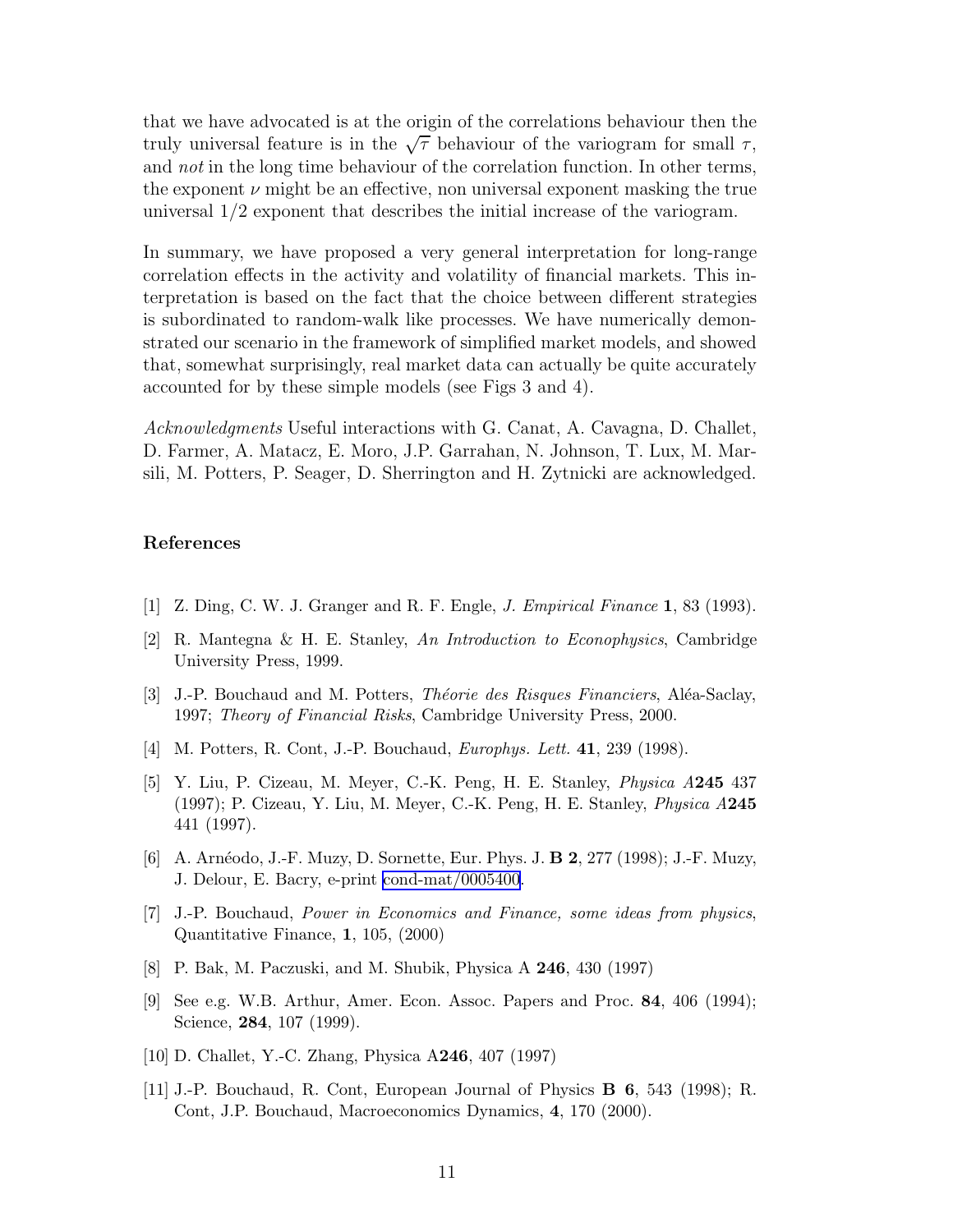that we have advocated is at the origin of the correlations behaviour then the truly universal feature is in the $\sqrt{\tau}$ behaviour of the variogram for small $\tau$, and *not* in the long time behaviour of the correlation function. In other terms, the exponent $\nu$ might be an effective, non universal exponent masking the true universal $1/2$ exponent that describes the initial increase of the variogram.

In summary, we have proposed a very general interpretation for long-range correlation effects in the activity and volatility of financial markets. This interpretation is based on the fact that the choice between different strategies is subordinated to random-walk like processes. We have numerically demonstrated our scenario in the framework of simplified market models, and showed that, somewhat surprisingly, real market data can actually be quite accurately accounted for by these simple models (see Figs 3 and 4).

*Acknowledgments* Useful interactions with G. Canat, A. Cavagna, D. Challet, D. Farmer, A. Matacz, E. Moro, J.P. Garrahan, N. Johnson, T. Lux, M. Marsili, M. Potters, P. Seager, D. Sherrington and H. Zytnicki are acknowledged.

## References

[1] Z. Ding, C. W. J. Granger and R. F. Engle, *J. Empirical Finance* **1**, 83 (1993).

[2] R. Mantegna & H. E. Stanley, *An Introduction to Econophysics*, Cambridge University Press, 1999.

[3] J.-P. Bouchaud and M. Potters, *Théorie des Risques Financiers*, Aléa-Saclay, 1997; *Theory of Financial Risks*, Cambridge University Press, 2000.

[4] M. Potters, R. Cont, J.-P. Bouchaud, *Europhys. Lett.* **41**, 239 (1998).

[5] Y. Liu, P. Cizeau, M. Meyer, C.-K. Peng, H. E. Stanley, *Physica A***245** 437 (1997); P. Cizeau, Y. Liu, M. Meyer, C.-K. Peng, H. E. Stanley, *Physica A***245** 441 (1997).

[6] A. Arnéodo, J.-F. Muzy, D. Sornette, Eur. Phys. J. **B 2**, 277 (1998); J.-F. Muzy, J. Delour, E. Bacry, e-print cond-mat/0005400.

[7] J.-P. Bouchaud, *Power in Economics and Finance, some ideas from physics*, Quantitative Finance, **1**, 105, (2000)

[8] P. Bak, M. Paczuski, and M. Shubik, Physica A **246**, 430 (1997)

[9] See e.g. W.B. Arthur, Amer. Econ. Assoc. Papers and Proc. **84**, 406 (1994); Science, **284**, 107 (1999).

[10] D. Challet, Y.-C. Zhang, Physica A**246**, 407 (1997)

[11] J.-P. Bouchaud, R. Cont, European Journal of Physics **B 6**, 543 (1998); R. Cont, J.P. Bouchaud, Macroeconomics Dynamics, **4**, 170 (2000).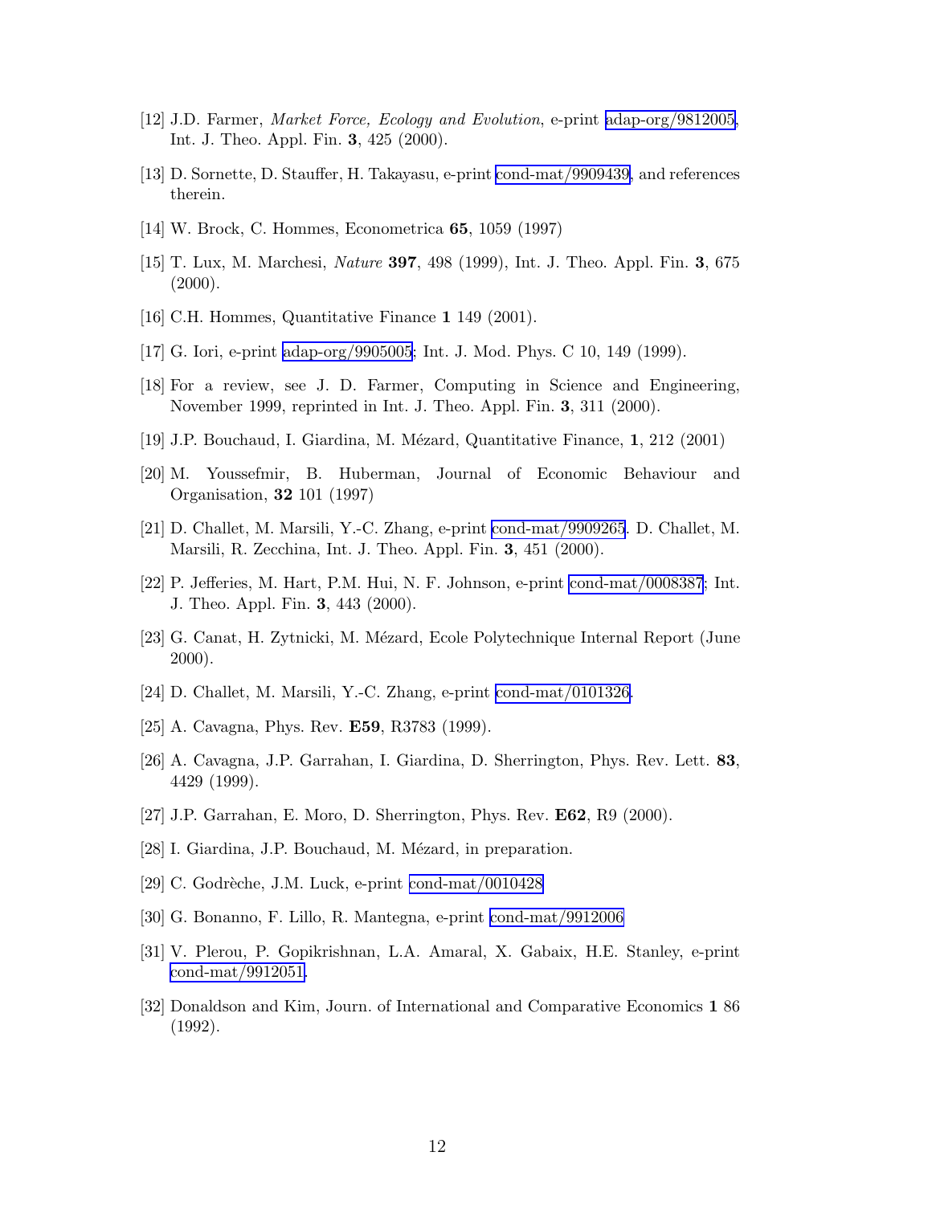[12] J.D. Farmer, *Market Force, Ecology and Evolution*, e-print adap-org/9812005, Int. J. Theo. Appl. Fin. **3**, 425 (2000).

[13] D. Sornette, D. Stauffer, H. Takayasu, e-print cond-mat/9909439, and references therein.

[14] W. Brock, C. Hommes, Econometrica **65**, 1059 (1997)

[15] T. Lux, M. Marchesi, *Nature* **397**, 498 (1999), Int. J. Theo. Appl. Fin. **3**, 675 (2000).

[16] C.H. Hommes, Quantitative Finance **1** 149 (2001).

[17] G. Iori, e-print adap-org/9905005; Int. J. Mod. Phys. C 10, 149 (1999).

[18] For a review, see J. D. Farmer, Computing in Science and Engineering, November 1999, reprinted in Int. J. Theo. Appl. Fin. **3**, 311 (2000).

[19] J.P. Bouchaud, I. Giardina, M. Mézard, Quantitative Finance, **1**, 212 (2001)

[20] M. Youssefmir, B. Huberman, Journal of Economic Behaviour and Organisation, **32** 101 (1997)

[21] D. Challet, M. Marsili, Y.-C. Zhang, e-print cond-mat/9909265. D. Challet, M. Marsili, R. Zecchina, Int. J. Theo. Appl. Fin. **3**, 451 (2000).

[22] P. Jefferies, M. Hart, P.M. Hui, N. F. Johnson, e-print cond-mat/0008387; Int. J. Theo. Appl. Fin. **3**, 443 (2000).

[23] G. Canat, H. Zytnicki, M. Mézard, Ecole Polytechnique Internal Report (June 2000).

[24] D. Challet, M. Marsili, Y.-C. Zhang, e-print cond-mat/0101326.

[25] A. Cavagna, Phys. Rev. **E59**, R3783 (1999).

[26] A. Cavagna, J.P. Garrahan, I. Giardina, D. Sherrington, Phys. Rev. Lett. **83**, 4429 (1999).

[27] J.P. Garrahan, E. Moro, D. Sherrington, Phys. Rev. **E62**, R9 (2000).

[28] I. Giardina, J.P. Bouchaud, M. Mézard, in preparation.

[29] C. Godrèche, J.M. Luck, e-print cond-mat/0010428

[30] G. Bonanno, F. Lillo, R. Mantegna, e-print cond-mat/9912006

[31] V. Plerou, P. Gopikrishnan, L.A. Amaral, X. Gabaix, H.E. Stanley, e-print cond-mat/9912051.

[32] Donaldson and Kim, Journ. of International and Comparative Economics **1** 86 (1992).